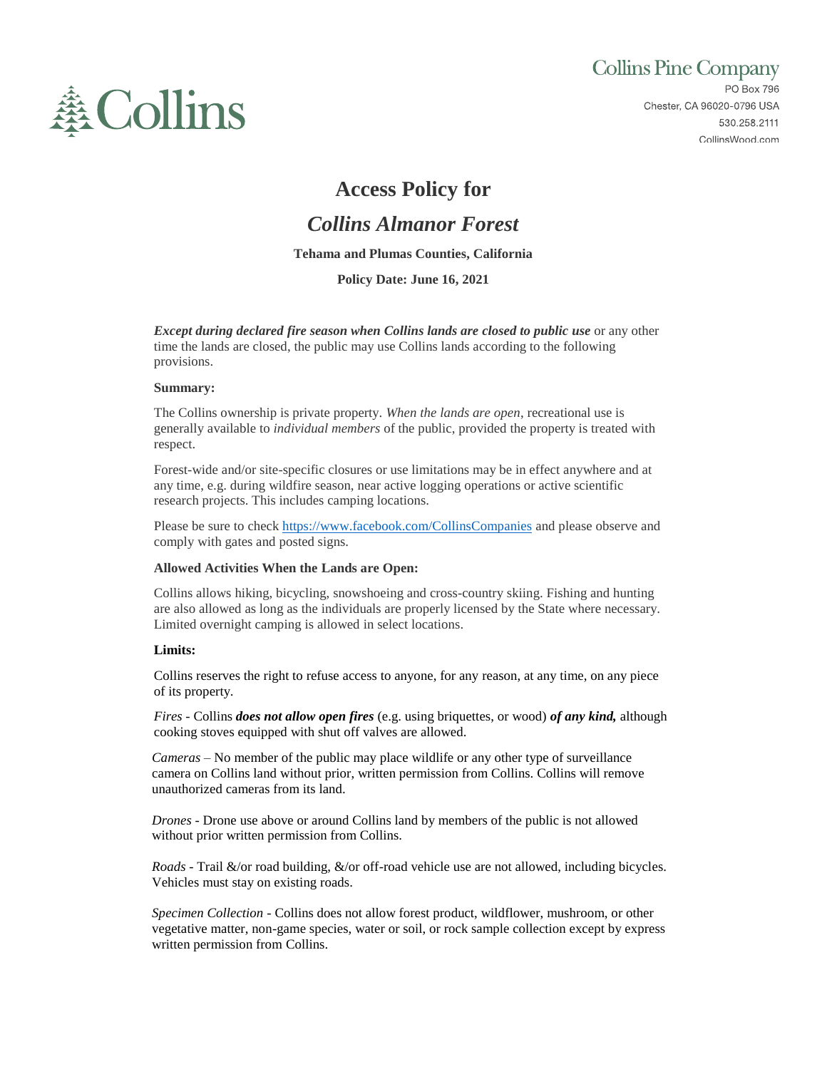Collins

Collins Pine Company

PO Box 796
Chester, CA 96020-0796 USA
530.258.2111
CollinsWood.com

# Access Policy for

# *Collins Almanor Forest*

**Tehama and Plumas Counties, California**

**Policy Date: June 16, 2021**

***Except during declared fire season when Collins lands are closed to public use*** or any other time the lands are closed, the public may use Collins lands according to the following provisions.

**Summary:**

The Collins ownership is private property. *When the lands are open*, recreational use is generally available to *individual members* of the public, provided the property is treated with respect.

Forest-wide and/or site-specific closures or use limitations may be in effect anywhere and at any time, e.g. during wildfire season, near active logging operations or active scientific research projects. This includes camping locations.

Please be sure to check https://www.facebook.com/CollinsCompanies and please observe and comply with gates and posted signs.

**Allowed Activities When the Lands are Open:**

Collins allows hiking, bicycling, snowshoeing and cross-country skiing. Fishing and hunting are also allowed as long as the individuals are properly licensed by the State where necessary. Limited overnight camping is allowed in select locations.

**Limits:**

Collins reserves the right to refuse access to anyone, for any reason, at any time, on any piece of its property.

*Fires* - Collins ***does not allow open fires*** (e.g. using briquettes, or wood) ***of any kind,*** although cooking stoves equipped with shut off valves are allowed.

*Cameras* – No member of the public may place wildlife or any other type of surveillance camera on Collins land without prior, written permission from Collins. Collins will remove unauthorized cameras from its land.

*Drones* - Drone use above or around Collins land by members of the public is not allowed without prior written permission from Collins.

*Roads* - Trail &/or road building, &/or off-road vehicle use are not allowed, including bicycles. Vehicles must stay on existing roads.

*Specimen Collection* - Collins does not allow forest product, wildflower, mushroom, or other vegetative matter, non-game species, water or soil, or rock sample collection except by express written permission from Collins.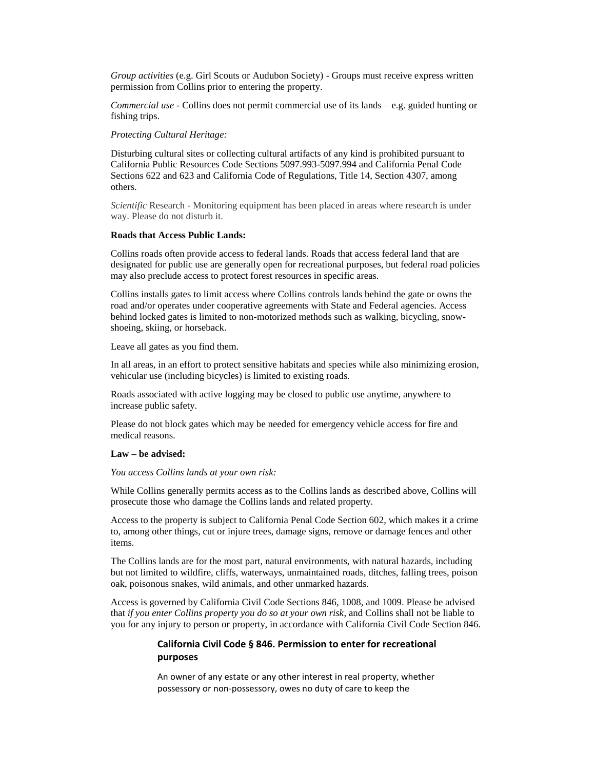*Group activities* (e.g. Girl Scouts or Audubon Society) - Groups must receive express written permission from Collins prior to entering the property.

*Commercial use* - Collins does not permit commercial use of its lands – e.g. guided hunting or fishing trips.

*Protecting Cultural Heritage:*

Disturbing cultural sites or collecting cultural artifacts of any kind is prohibited pursuant to California Public Resources Code Sections 5097.993-5097.994 and California Penal Code Sections 622 and 623 and California Code of Regulations, Title 14, Section 4307, among others.

*Scientific* Research - Monitoring equipment has been placed in areas where research is under way. Please do not disturb it.

**Roads that Access Public Lands:**

Collins roads often provide access to federal lands. Roads that access federal land that are designated for public use are generally open for recreational purposes, but federal road policies may also preclude access to protect forest resources in specific areas.

Collins installs gates to limit access where Collins controls lands behind the gate or owns the road and/or operates under cooperative agreements with State and Federal agencies. Access behind locked gates is limited to non-motorized methods such as walking, bicycling, snow-shoeing, skiing, or horseback.

Leave all gates as you find them.

In all areas, in an effort to protect sensitive habitats and species while also minimizing erosion, vehicular use (including bicycles) is limited to existing roads.

Roads associated with active logging may be closed to public use anytime, anywhere to increase public safety.

Please do not block gates which may be needed for emergency vehicle access for fire and medical reasons.

**Law – be advised:**

*You access Collins lands at your own risk:*

While Collins generally permits access as to the Collins lands as described above, Collins will prosecute those who damage the Collins lands and related property.

Access to the property is subject to California Penal Code Section 602, which makes it a crime to, among other things, cut or injure trees, damage signs, remove or damage fences and other items.

The Collins lands are for the most part, natural environments, with natural hazards, including but not limited to wildfire, cliffs, waterways, unmaintained roads, ditches, falling trees, poison oak, poisonous snakes, wild animals, and other unmarked hazards.

Access is governed by California Civil Code Sections 846, 1008, and 1009. Please be advised that *if you enter Collins property you do so at your own risk*, and Collins shall not be liable to you for any injury to person or property, in accordance with California Civil Code Section 846.

> **California Civil Code § 846. Permission to enter for recreational purposes**
>
> An owner of any estate or any other interest in real property, whether possessory or non-possessory, owes no duty of care to keep the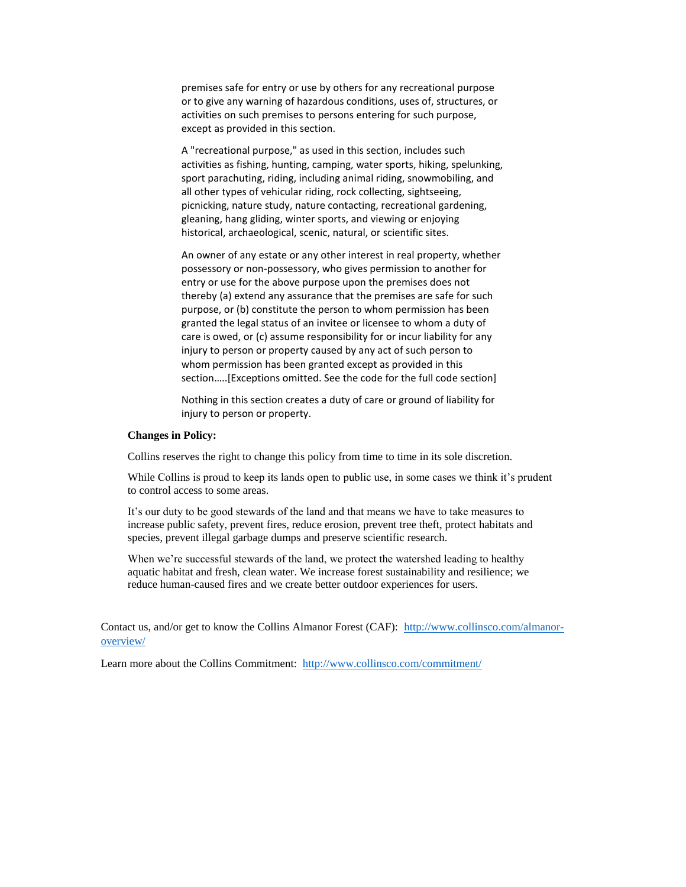premises safe for entry or use by others for any recreational purpose or to give any warning of hazardous conditions, uses of, structures, or activities on such premises to persons entering for such purpose, except as provided in this section.

A "recreational purpose," as used in this section, includes such activities as fishing, hunting, camping, water sports, hiking, spelunking, sport parachuting, riding, including animal riding, snowmobiling, and all other types of vehicular riding, rock collecting, sightseeing, picnicking, nature study, nature contacting, recreational gardening, gleaning, hang gliding, winter sports, and viewing or enjoying historical, archaeological, scenic, natural, or scientific sites.

An owner of any estate or any other interest in real property, whether possessory or non-possessory, who gives permission to another for entry or use for the above purpose upon the premises does not thereby (a) extend any assurance that the premises are safe for such purpose, or (b) constitute the person to whom permission has been granted the legal status of an invitee or licensee to whom a duty of care is owed, or (c) assume responsibility for or incur liability for any injury to person or property caused by any act of such person to whom permission has been granted except as provided in this section.....[Exceptions omitted. See the code for the full code section]

Nothing in this section creates a duty of care or ground of liability for injury to person or property.

**Changes in Policy:**

Collins reserves the right to change this policy from time to time in its sole discretion.

While Collins is proud to keep its lands open to public use, in some cases we think it's prudent to control access to some areas.

It's our duty to be good stewards of the land and that means we have to take measures to increase public safety, prevent fires, reduce erosion, prevent tree theft, protect habitats and species, prevent illegal garbage dumps and preserve scientific research.

When we're successful stewards of the land, we protect the watershed leading to healthy aquatic habitat and fresh, clean water. We increase forest sustainability and resilience; we reduce human-caused fires and we create better outdoor experiences for users.

Contact us, and/or get to know the Collins Almanor Forest (CAF): [http://www.collinsco.com/almanor-overview/](http://www.collinsco.com/almanor-overview/)

Learn more about the Collins Commitment: [http://www.collinsco.com/commitment/](http://www.collinsco.com/commitment/)